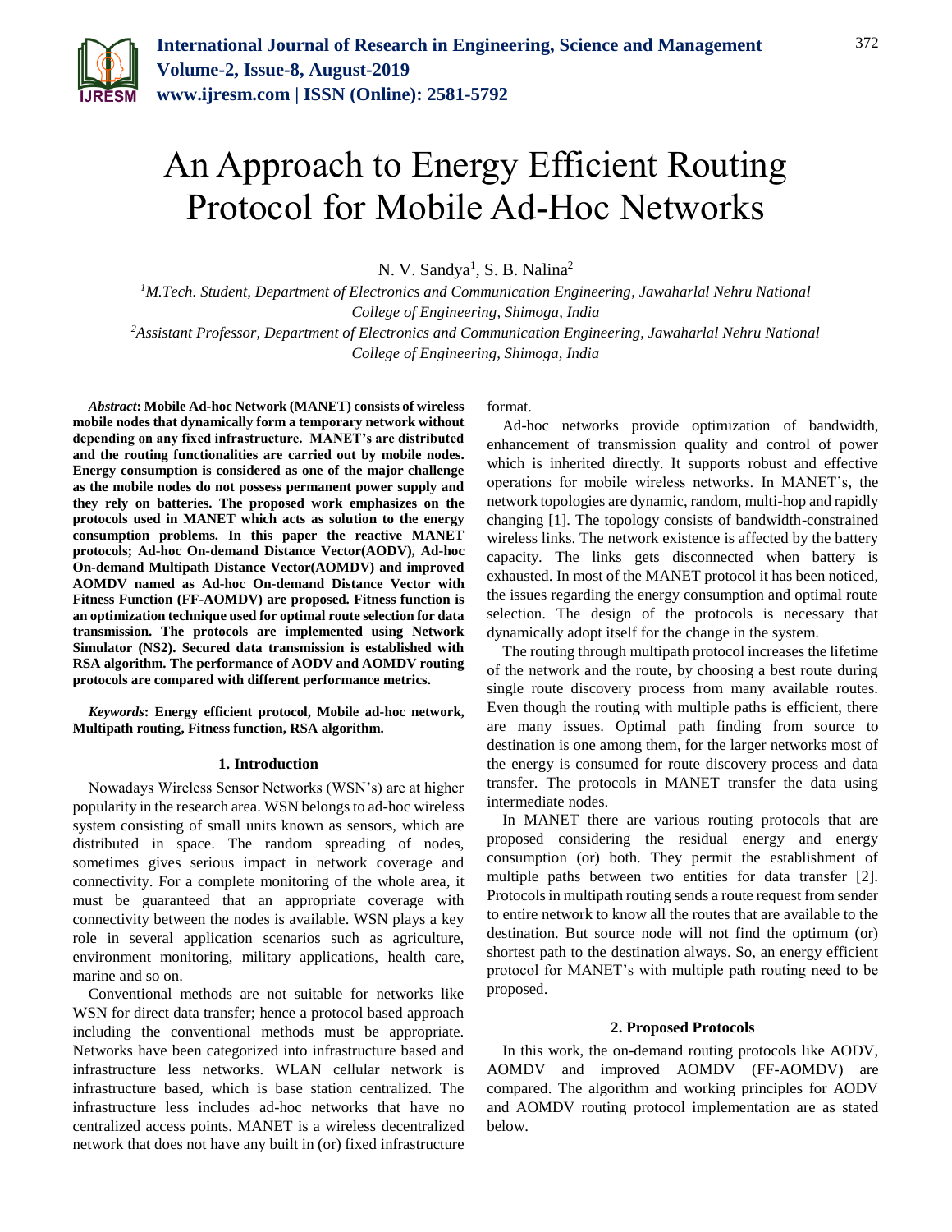# An Approach to Energy Efficient Routing Protocol for Mobile Ad-Hoc Networks

N. V. Sandya[1], S. B. Nalina[2]

[1]*M.Tech. Student, Department of Electronics and Communication Engineering, Jawaharlal Nehru National College of Engineering, Shimoga, India*

[2]*Assistant Professor, Department of Electronics and Communication Engineering, Jawaharlal Nehru National College of Engineering, Shimoga, India*

***Abstract*: Mobile Ad-hoc Network (MANET) consists of wireless mobile nodes that dynamically form a temporary network without depending on any fixed infrastructure. MANET's are distributed and the routing functionalities are carried out by mobile nodes. Energy consumption is considered as one of the major challenge as the mobile nodes do not possess permanent power supply and they rely on batteries. The proposed work emphasizes on the protocols used in MANET which acts as solution to the energy consumption problems. In this paper the reactive MANET protocols; Ad-hoc On-demand Distance Vector(AODV), Ad-hoc On-demand Multipath Distance Vector(AOMDV) and improved AOMDV named as Ad-hoc On-demand Distance Vector with Fitness Function (FF-AOMDV) are proposed. Fitness function is an optimization technique used for optimal route selection for data transmission. The protocols are implemented using Network Simulator (NS2). Secured data transmission is established with RSA algorithm. The performance of AODV and AOMDV routing protocols are compared with different performance metrics.**

***Keywords*: Energy efficient protocol, Mobile ad-hoc network, Multipath routing, Fitness function, RSA algorithm.**

## 1. Introduction

Nowadays Wireless Sensor Networks (WSN's) are at higher popularity in the research area. WSN belongs to ad-hoc wireless system consisting of small units known as sensors, which are distributed in space. The random spreading of nodes, sometimes gives serious impact in network coverage and connectivity. For a complete monitoring of the whole area, it must be guaranteed that an appropriate coverage with connectivity between the nodes is available. WSN plays a key role in several application scenarios such as agriculture, environment monitoring, military applications, health care, marine and so on.

Conventional methods are not suitable for networks like WSN for direct data transfer; hence a protocol based approach including the conventional methods must be appropriate. Networks have been categorized into infrastructure based and infrastructure less networks. WLAN cellular network is infrastructure based, which is base station centralized. The infrastructure less includes ad-hoc networks that have no centralized access points. MANET is a wireless decentralized network that does not have any built in (or) fixed infrastructure format.

Ad-hoc networks provide optimization of bandwidth, enhancement of transmission quality and control of power which is inherited directly. It supports robust and effective operations for mobile wireless networks. In MANET's, the network topologies are dynamic, random, multi-hop and rapidly changing [1]. The topology consists of bandwidth-constrained wireless links. The network existence is affected by the battery capacity. The links gets disconnected when battery is exhausted. In most of the MANET protocol it has been noticed, the issues regarding the energy consumption and optimal route selection. The design of the protocols is necessary that dynamically adopt itself for the change in the system.

The routing through multipath protocol increases the lifetime of the network and the route, by choosing a best route during single route discovery process from many available routes. Even though the routing with multiple paths is efficient, there are many issues. Optimal path finding from source to destination is one among them, for the larger networks most of the energy is consumed for route discovery process and data transfer. The protocols in MANET transfer the data using intermediate nodes.

In MANET there are various routing protocols that are proposed considering the residual energy and energy consumption (or) both. They permit the establishment of multiple paths between two entities for data transfer [2]. Protocols in multipath routing sends a route request from sender to entire network to know all the routes that are available to the destination. But source node will not find the optimum (or) shortest path to the destination always. So, an energy efficient protocol for MANET's with multiple path routing need to be proposed.

## 2. Proposed Protocols

In this work, the on-demand routing protocols like AODV, AOMDV and improved AOMDV (FF-AOMDV) are compared. The algorithm and working principles for AODV and AOMDV routing protocol implementation are as stated below.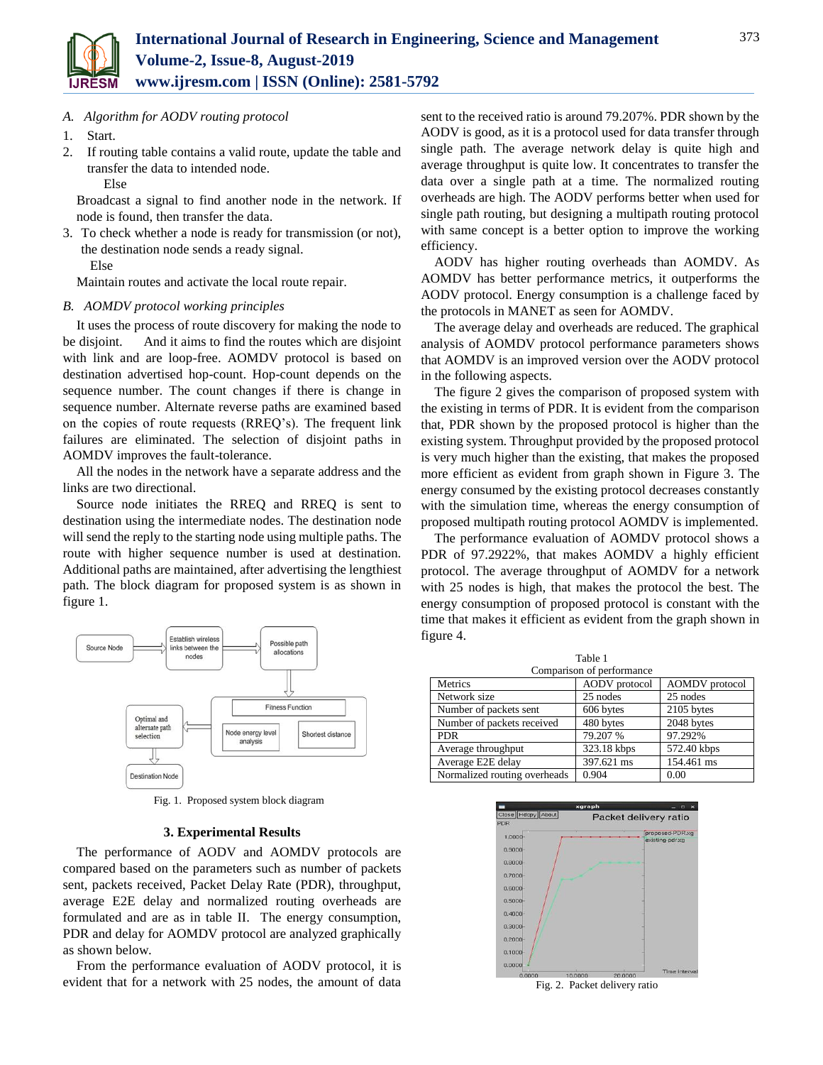*A. Algorithm for AODV routing protocol*

1. Start.
2. If routing table contains a valid route, update the table and transfer the data to intended node.

   Else

   Broadcast a signal to find another node in the network. If node is found, then transfer the data.
3. To check whether a node is ready for transmission (or not), the destination node sends a ready signal.

   Else

   Maintain routes and activate the local route repair.

*B. AOMDV protocol working principles*

It uses the process of route discovery for making the node to be disjoint. And it aims to find the routes which are disjoint with link and are loop-free. AOMDV protocol is based on destination advertised hop-count. Hop-count depends on the sequence number. The count changes if there is change in sequence number. Alternate reverse paths are examined based on the copies of route requests (RREQ's). The frequent link failures are eliminated. The selection of disjoint paths in AOMDV improves the fault-tolerance.

All the nodes in the network have a separate address and the links are two directional.

Source node initiates the RREQ and RREQ is sent to destination using the intermediate nodes. The destination node will send the reply to the starting node using multiple paths. The route with higher sequence number is used at destination. Additional paths are maintained, after advertising the lengthiest path. The block diagram for proposed system is as shown in figure 1.

Fig. 1. Proposed system block diagram

## 3. Experimental Results

The performance of AODV and AOMDV protocols are compared based on the parameters such as number of packets sent, packets received, Packet Delay Rate (PDR), throughput, average E2E delay and normalized routing overheads are formulated and are as in table II. The energy consumption, PDR and delay for AOMDV protocol are analyzed graphically as shown below.

From the performance evaluation of AODV protocol, it is evident that for a network with 25 nodes, the amount of data sent to the received ratio is around 79.207%. PDR shown by the AODV is good, as it is a protocol used for data transfer through single path. The average network delay is quite high and average throughput is quite low. It concentrates to transfer the data over a single path at a time. The normalized routing overheads are high. The AODV performs better when used for single path routing, but designing a multipath routing protocol with same concept is a better option to improve the working efficiency.

AODV has higher routing overheads than AOMDV. As AOMDV has better performance metrics, it outperforms the AODV protocol. Energy consumption is a challenge faced by the protocols in MANET as seen for AOMDV.

The average delay and overheads are reduced. The graphical analysis of AOMDV protocol performance parameters shows that AOMDV is an improved version over the AODV protocol in the following aspects.

The figure 2 gives the comparison of proposed system with the existing in terms of PDR. It is evident from the comparison that, PDR shown by the proposed protocol is higher than the existing system. Throughput provided by the proposed protocol is very much higher than the existing, that makes the proposed more efficient as evident from graph shown in Figure 3. The energy consumed by the existing protocol decreases constantly with the simulation time, whereas the energy consumption of proposed multipath routing protocol AOMDV is implemented.

The performance evaluation of AOMDV protocol shows a PDR of 97.2922%, that makes AOMDV a highly efficient protocol. The average throughput of AOMDV for a network with 25 nodes is high, that makes the protocol the best. The energy consumption of proposed protocol is constant with the time that makes it efficient as evident from the graph shown in figure 4.

Table 1
Comparison of performance

| Metrics | AODV protocol | AOMDV protocol |
|---|---|---|
| Network size | 25 nodes | 25 nodes |
| Number of packets sent | 606 bytes | 2105 bytes |
| Number of packets received | 480 bytes | 2048 bytes |
| PDR | 79.207 % | 97.292% |
| Average throughput | 323.18 kbps | 572.40 kbps |
| Average E2E delay | 397.621 ms | 154.461 ms |
| Normalized routing overheads | 0.904 | 0.00 |

Fig. 2. Packet delivery ratio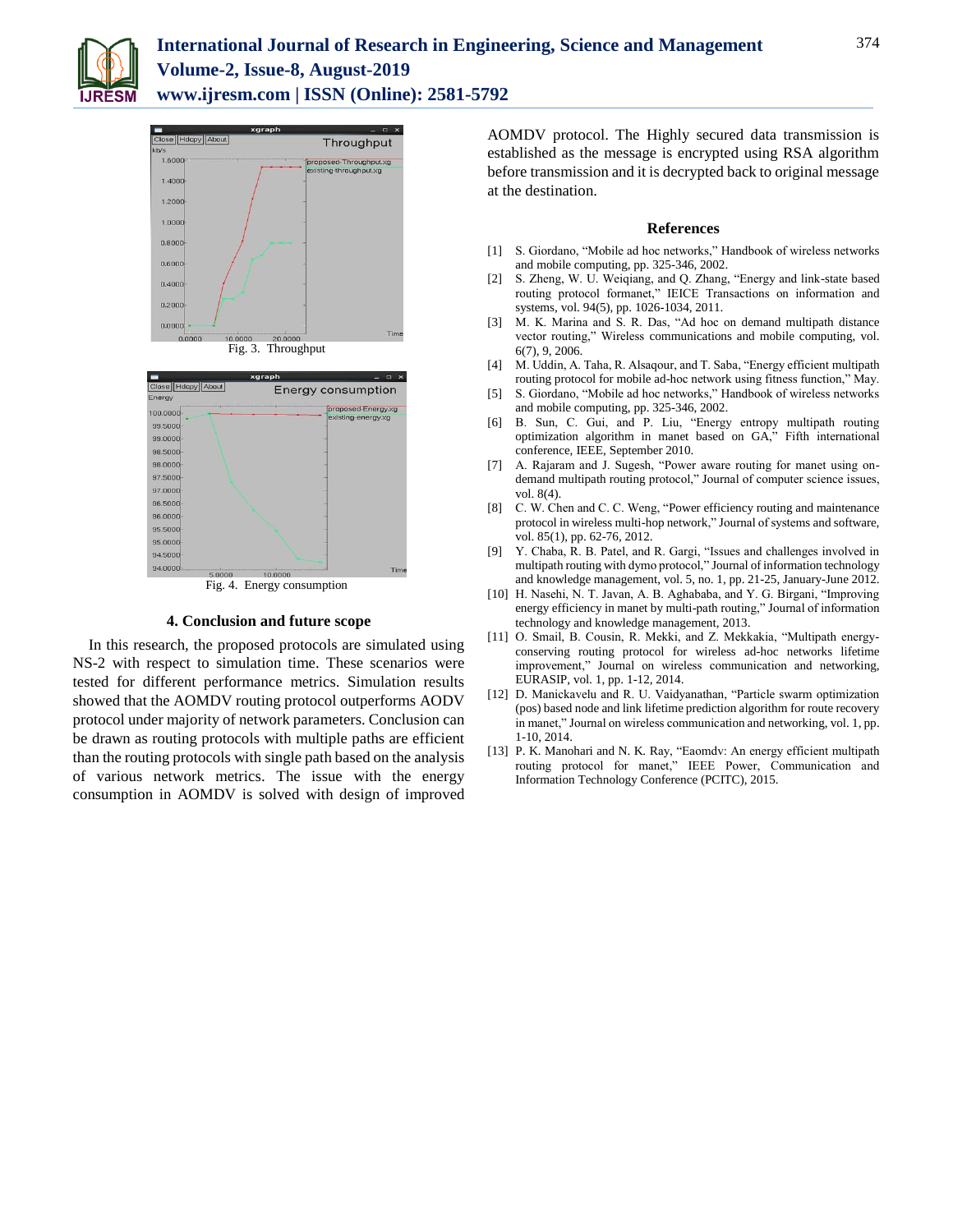xgraph

Close Hdcpy About

Throughput

kb/s

1.6000
1.4000
1.2000
1.0000
0.8000
0.6000
0.4000
0.2000
0.0000

0.0000 10.0000 20.0000

Time

proposed-Throughput.xg
existing-throughput.xg

Fig. 3. Throughput

xgraph

Close Hdcpy About

Energy consumption

Energy

100.0000
99.5000
99.0000
98.5000
98.0000
97.5000
97.0000
96.5000
96.0000
95.5000
95.0000
94.5000
94.0000

5.0000 10.0000

Time

proposed-Energy.xg
existing-energy.xg

Fig. 4. Energy consumption

## 4. Conclusion and future scope

In this research, the proposed protocols are simulated using NS-2 with respect to simulation time. These scenarios were tested for different performance metrics. Simulation results showed that the AOMDV routing protocol outperforms AODV protocol under majority of network parameters. Conclusion can be drawn as routing protocols with multiple paths are efficient than the routing protocols with single path based on the analysis of various network metrics. The issue with the energy consumption in AOMDV is solved with design of improved AOMDV protocol. The Highly secured data transmission is established as the message is encrypted using RSA algorithm before transmission and it is decrypted back to original message at the destination.

## References

[1] S. Giordano, "Mobile ad hoc networks," Handbook of wireless networks and mobile computing, pp. 325-346, 2002.

[2] S. Zheng, W. U. Weiqiang, and Q. Zhang, "Energy and link-state based routing protocol formanet," IEICE Transactions on information and systems, vol. 94(5), pp. 1026-1034, 2011.

[3] M. K. Marina and S. R. Das, "Ad hoc on demand multipath distance vector routing," Wireless communications and mobile computing, vol. 6(7), 9, 2006.

[4] M. Uddin, A. Taha, R. Alsaqour, and T. Saba, "Energy efficient multipath routing protocol for mobile ad-hoc network using fitness function," May.

[5] S. Giordano, "Mobile ad hoc networks," Handbook of wireless networks and mobile computing, pp. 325-346, 2002.

[6] B. Sun, C. Gui, and P. Liu, "Energy entropy multipath routing optimization algorithm in manet based on GA," Fifth international conference, IEEE, September 2010.

[7] A. Rajaram and J. Sugesh, "Power aware routing for manet using on-demand multipath routing protocol," Journal of computer science issues, vol. 8(4).

[8] C. W. Chen and C. C. Weng, "Power efficiency routing and maintenance protocol in wireless multi-hop network," Journal of systems and software, vol. 85(1), pp. 62-76, 2012.

[9] Y. Chaba, R. B. Patel, and R. Gargi, "Issues and challenges involved in multipath routing with dymo protocol," Journal of information technology and knowledge management, vol. 5, no. 1, pp. 21-25, January-June 2012.

[10] H. Nasehi, N. T. Javan, A. B. Aghababa, and Y. G. Birgani, "Improving energy efficiency in manet by multi-path routing," Journal of information technology and knowledge management, 2013.

[11] O. Smail, B. Cousin, R. Mekki, and Z. Mekkakia, "Multipath energy-conserving routing protocol for wireless ad-hoc networks lifetime improvement," Journal on wireless communication and networking, EURASIP, vol. 1, pp. 1-12, 2014.

[12] D. Manickavelu and R. U. Vaidyanathan, "Particle swarm optimization (pos) based node and link lifetime prediction algorithm for route recovery in manet," Journal on wireless communication and networking, vol. 1, pp. 1-10, 2014.

[13] P. K. Manohari and N. K. Ray, "Eaomdv: An energy efficient multipath routing protocol for manet," IEEE Power, Communication and Information Technology Conference (PCITC), 2015.